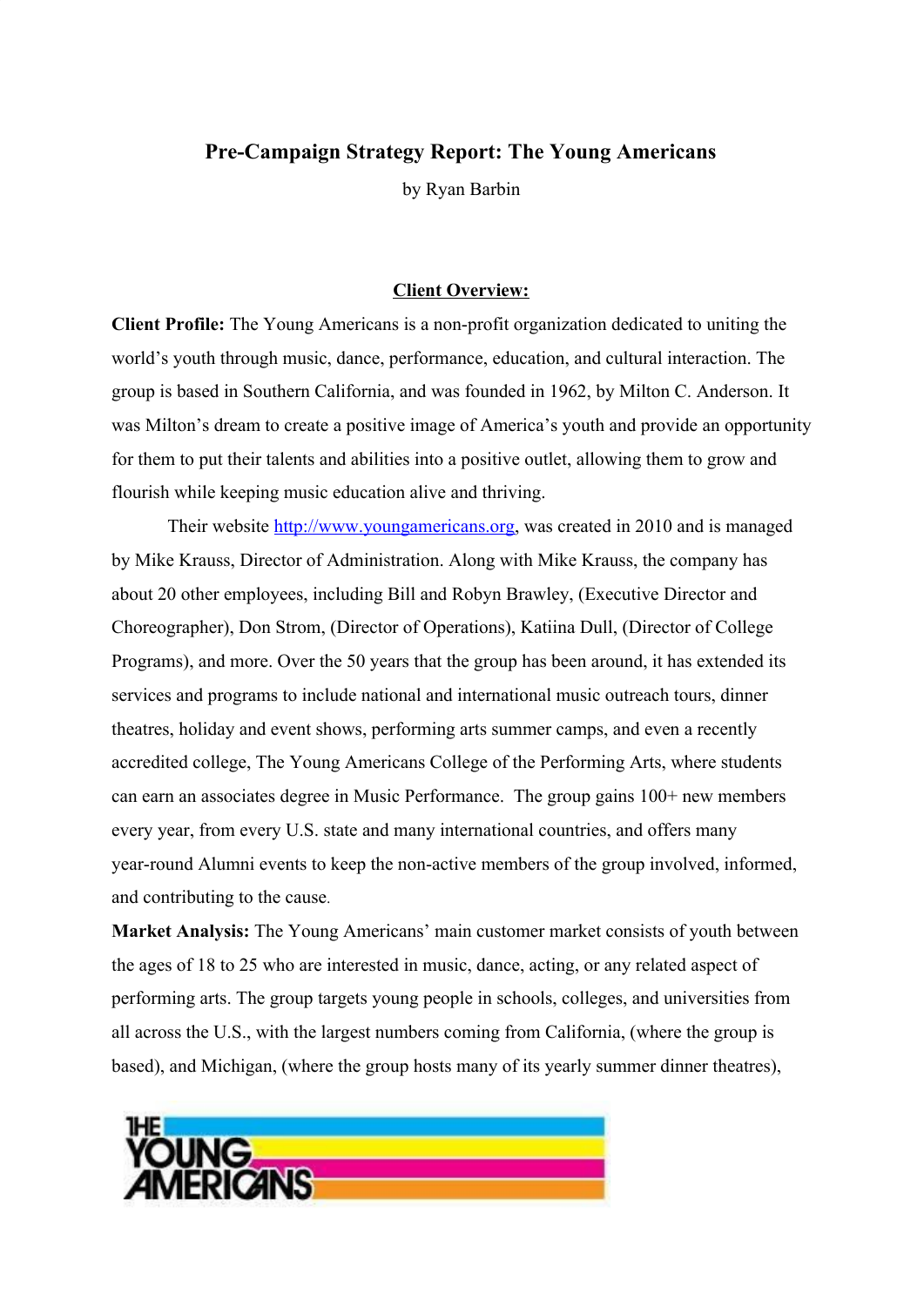# Pre-Campaign Strategy Report: The Young Americans

by Ryan Barbin

## Client Overview:

**Client Profile:** The Young Americans is a non-profit organization dedicated to uniting the world's youth through music, dance, performance, education, and cultural interaction. The group is based in Southern California, and was founded in 1962, by Milton C. Anderson. It was Milton's dream to create a positive image of America's youth and provide an opportunity for them to put their talents and abilities into a positive outlet, allowing them to grow and flourish while keeping music education alive and thriving.

Their website http://www.youngamericans.org, was created in 2010 and is managed by Mike Krauss, Director of Administration. Along with Mike Krauss, the company has about 20 other employees, including Bill and Robyn Brawley, (Executive Director and Choreographer), Don Strom, (Director of Operations), Katiina Dull, (Director of College Programs), and more. Over the 50 years that the group has been around, it has extended its services and programs to include national and international music outreach tours, dinner theatres, holiday and event shows, performing arts summer camps, and even a recently accredited college, The Young Americans College of the Performing Arts, where students can earn an associates degree in Music Performance. The group gains 100+ new members every year, from every U.S. state and many international countries, and offers many year-round Alumni events to keep the non-active members of the group involved, informed, and contributing to the cause.

**Market Analysis:** The Young Americans' main customer market consists of youth between the ages of 18 to 25 who are interested in music, dance, acting, or any related aspect of performing arts. The group targets young people in schools, colleges, and universities from all across the U.S., with the largest numbers coming from California, (where the group is based), and Michigan, (where the group hosts many of its yearly summer dinner theatres),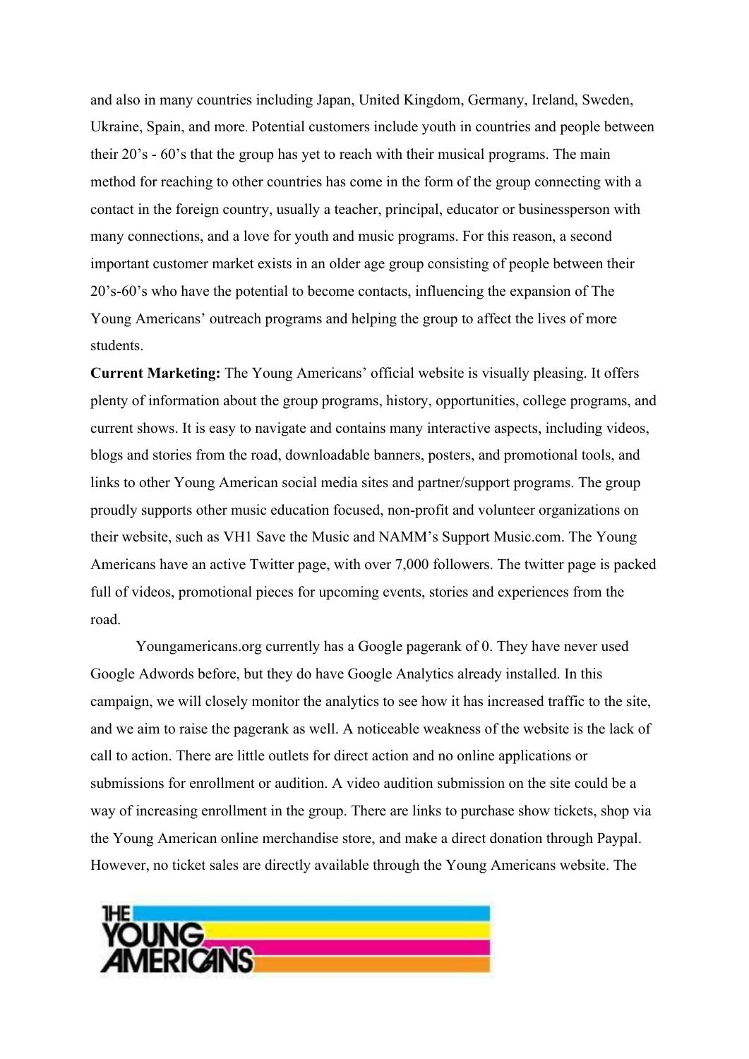and also in many countries including Japan, United Kingdom, Germany, Ireland, Sweden, Ukraine, Spain, and more. Potential customers include youth in countries and people between their 20's - 60's that the group has yet to reach with their musical programs. The main method for reaching to other countries has come in the form of the group connecting with a contact in the foreign country, usually a teacher, principal, educator or businessperson with many connections, and a love for youth and music programs. For this reason, a second important customer market exists in an older age group consisting of people between their 20's-60's who have the potential to become contacts, influencing the expansion of The Young Americans' outreach programs and helping the group to affect the lives of more students.

**Current Marketing:** The Young Americans' official website is visually pleasing. It offers plenty of information about the group programs, history, opportunities, college programs, and current shows. It is easy to navigate and contains many interactive aspects, including videos, blogs and stories from the road, downloadable banners, posters, and promotional tools, and links to other Young American social media sites and partner/support programs. The group proudly supports other music education focused, non-profit and volunteer organizations on their website, such as VH1 Save the Music and NAMM's Support Music.com. The Young Americans have an active Twitter page, with over 7,000 followers. The twitter page is packed full of videos, promotional pieces for upcoming events, stories and experiences from the road.

Youngamericans.org currently has a Google pagerank of 0. They have never used Google Adwords before, but they do have Google Analytics already installed. In this campaign, we will closely monitor the analytics to see how it has increased traffic to the site, and we aim to raise the pagerank as well. A noticeable weakness of the website is the lack of call to action. There are little outlets for direct action and no online applications or submissions for enrollment or audition. A video audition submission on the site could be a way of increasing enrollment in the group. There are links to purchase show tickets, shop via the Young American online merchandise store, and make a direct donation through Paypal. However, no ticket sales are directly available through the Young Americans website. The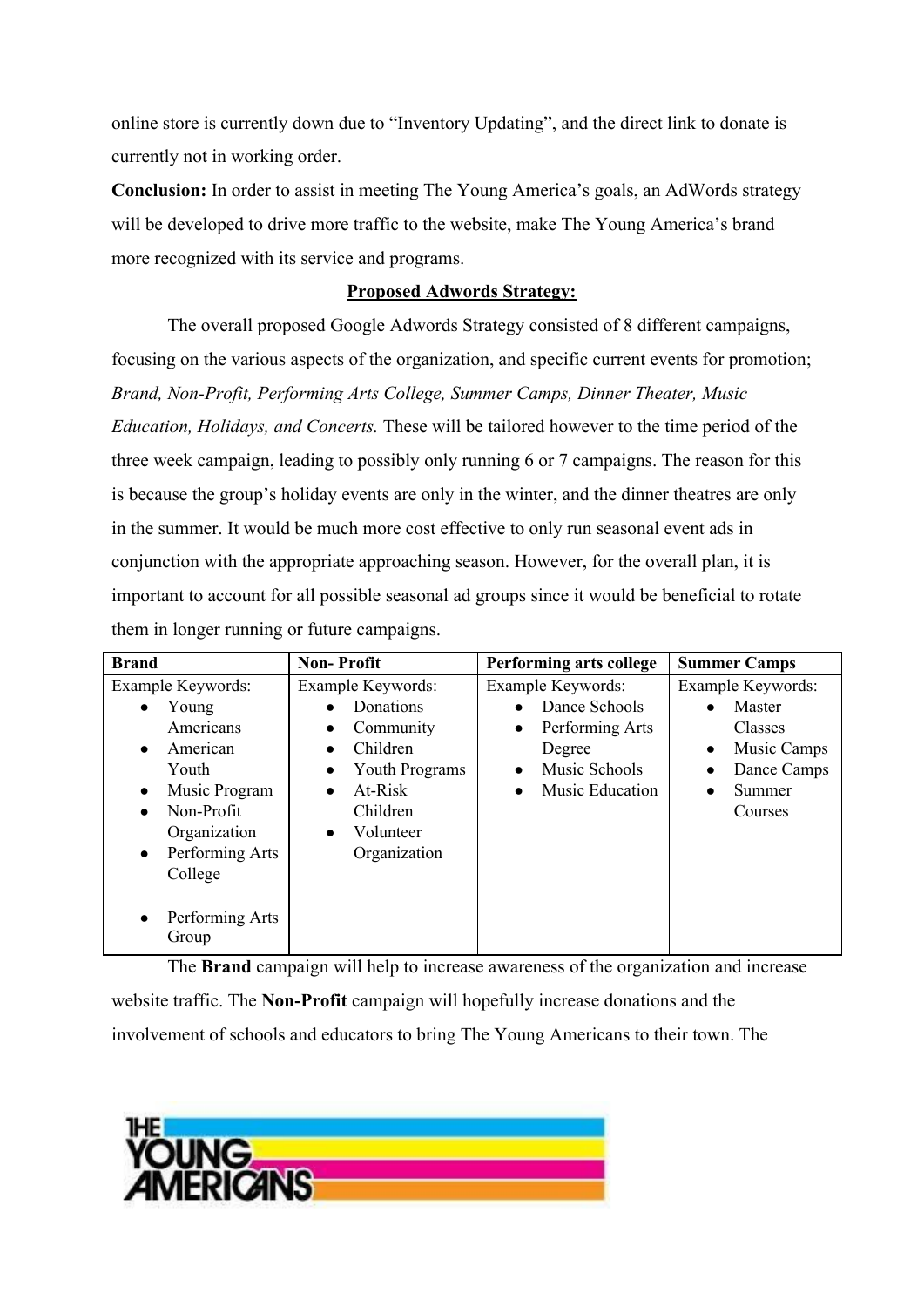online store is currently down due to "Inventory Updating", and the direct link to donate is currently not in working order.

**Conclusion:** In order to assist in meeting The Young America's goals, an AdWords strategy will be developed to drive more traffic to the website, make The Young America's brand more recognized with its service and programs.

## Proposed Adwords Strategy:

The overall proposed Google Adwords Strategy consisted of 8 different campaigns, focusing on the various aspects of the organization, and specific current events for promotion; *Brand, Non-Profit, Performing Arts College, Summer Camps, Dinner Theater, Music Education, Holidays, and Concerts.* These will be tailored however to the time period of the three week campaign, leading to possibly only running 6 or 7 campaigns. The reason for this is because the group's holiday events are only in the winter, and the dinner theatres are only in the summer. It would be much more cost effective to only run seasonal event ads in conjunction with the appropriate approaching season. However, for the overall plan, it is important to account for all possible seasonal ad groups since it would be beneficial to rotate them in longer running or future campaigns.

| Brand | Non- Profit | Performing arts college | Summer Camps |
|---|---|---|---|
| Example Keywords:<br>• Young Americans<br>• American Youth<br>• Music Program<br>• Non-Profit Organization<br>• Performing Arts College<br>• Performing Arts Group | Example Keywords:<br>• Donations<br>• Community<br>• Children<br>• Youth Programs<br>• At-Risk Children<br>• Volunteer Organization | Example Keywords:<br>• Dance Schools<br>• Performing Arts Degree<br>• Music Schools<br>• Music Education | Example Keywords:<br>• Master Classes<br>• Music Camps<br>• Dance Camps<br>• Summer Courses |

The **Brand** campaign will help to increase awareness of the organization and increase website traffic. The **Non-Profit** campaign will hopefully increase donations and the involvement of schools and educators to bring The Young Americans to their town. The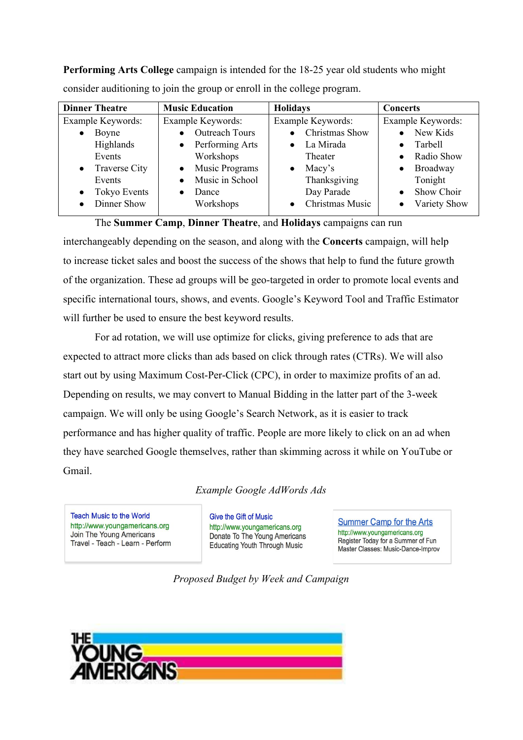**Performing Arts College** campaign is intended for the 18-25 year old students who might consider auditioning to join the group or enroll in the college program.

| Dinner Theatre | Music Education | Holidays | Concerts |
|---|---|---|---|
| Example Keywords:<br>• Boyne Highlands Events<br>• Traverse City Events<br>• Tokyo Events<br>• Dinner Show | Example Keywords:<br>• Outreach Tours<br>• Performing Arts Workshops<br>• Music Programs<br>• Music in School<br>• Dance Workshops | Example Keywords:<br>• Christmas Show<br>• La Mirada Theater<br>• Macy's Thanksgiving Day Parade<br>• Christmas Music | Example Keywords:<br>• New Kids<br>• Tarbell<br>• Radio Show<br>• Broadway Tonight<br>• Show Choir<br>• Variety Show |

The **Summer Camp**, **Dinner Theatre**, and **Holidays** campaigns can run interchangeably depending on the season, and along with the **Concerts** campaign, will help to increase ticket sales and boost the success of the shows that help to fund the future growth of the organization. These ad groups will be geo-targeted in order to promote local events and specific international tours, shows, and events. Google's Keyword Tool and Traffic Estimator will further be used to ensure the best keyword results.

For ad rotation, we will use optimize for clicks, giving preference to ads that are expected to attract more clicks than ads based on click through rates (CTRs). We will also start out by using Maximum Cost-Per-Click (CPC), in order to maximize profits of an ad. Depending on results, we may convert to Manual Bidding in the latter part of the 3-week campaign. We will only be using Google's Search Network, as it is easier to track performance and has higher quality of traffic. People are more likely to click on an ad when they have searched Google themselves, rather than skimming across it while on YouTube or Gmail.

*Example Google AdWords Ads*

Teach Music to the World
http://www.youngamericans.org
Join The Young Americans
Travel - Teach - Learn - Perform

Give the Gift of Music
http://www.youngamericans.org
Donate To The Young Americans
Educating Youth Through Music

Summer Camp for the Arts
http://www.youngamericans.org
Register Today for a Summer of Fun
Master Classes: Music-Dance-Improv

*Proposed Budget by Week and Campaign*

THE YOUNG AMERICANS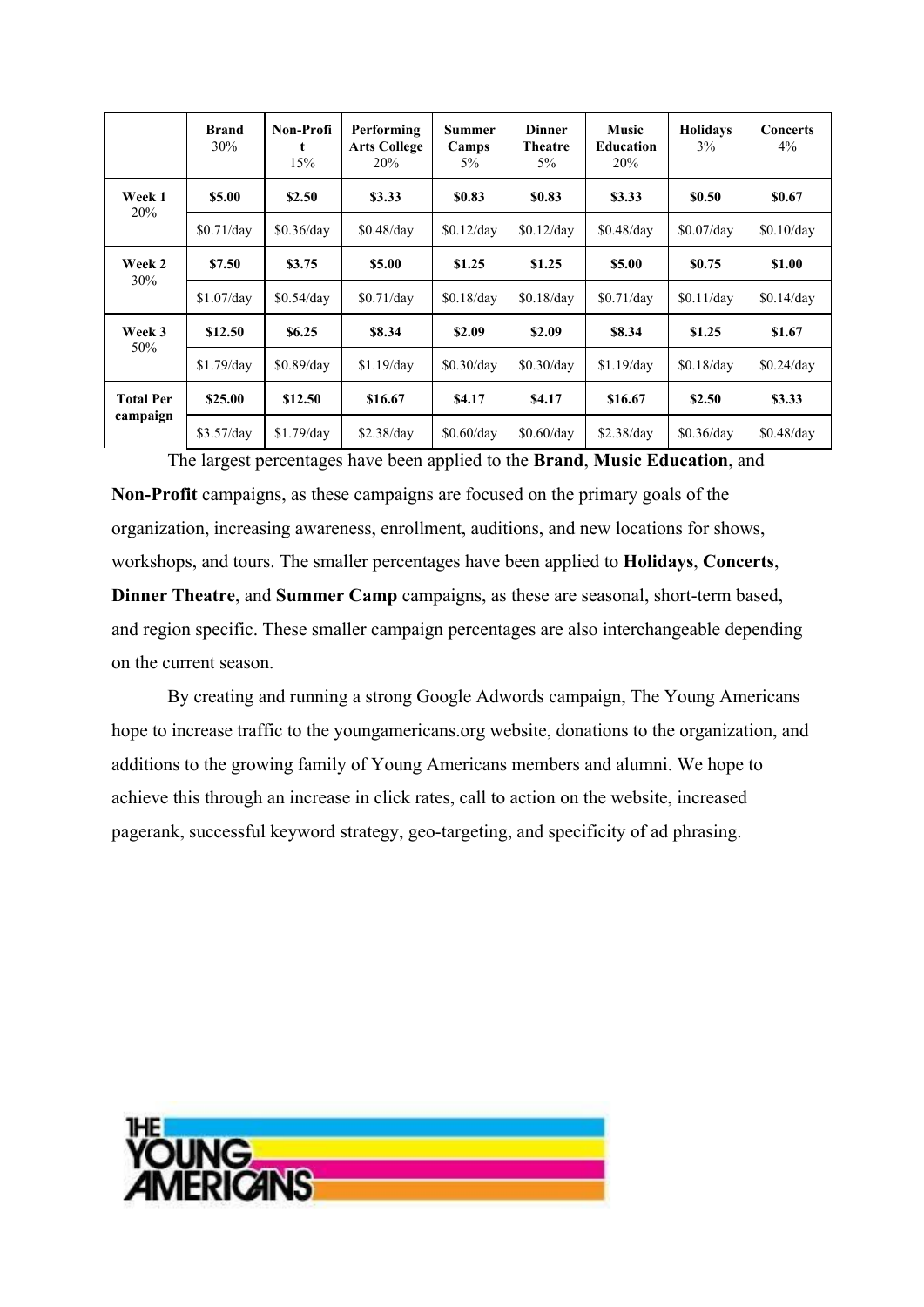| | **Brand** 30% | **Non-Profit** 15% | **Performing Arts College** 20% | **Summer Camps** 5% | **Dinner Theatre** 5% | **Music Education** 20% | **Holidays** 3% | **Concerts** 4% |
|---|---|---|---|---|---|---|---|---|
| **Week 1** 20% | **$5.00** | **$2.50** | **$3.33** | **$0.83** | **$0.83** | **$3.33** | **$0.50** | **$0.67** |
| | $0.71/day | $0.36/day | $0.48/day | $0.12/day | $0.12/day | $0.48/day | $0.07/day | $0.10/day |
| **Week 2** 30% | **$7.50** | **$3.75** | **$5.00** | **$1.25** | **$1.25** | **$5.00** | **$0.75** | **$1.00** |
| | $1.07/day | $0.54/day | $0.71/day | $0.18/day | $0.18/day | $0.71/day | $0.11/day | $0.14/day |
| **Week 3** 50% | **$12.50** | **$6.25** | **$8.34** | **$2.09** | **$2.09** | **$8.34** | **$1.25** | **$1.67** |
| | $1.79/day | $0.89/day | $1.19/day | $0.30/day | $0.30/day | $1.19/day | $0.18/day | $0.24/day |
| **Total Per campaign** | **$25.00** | **$12.50** | **$16.67** | **$4.17** | **$4.17** | **$16.67** | **$2.50** | **$3.33** |
| | $3.57/day | $1.79/day | $2.38/day | $0.60/day | $0.60/day | $2.38/day | $0.36/day | $0.48/day |

The largest percentages have been applied to the **Brand**, **Music Education**, and **Non-Profit** campaigns, as these campaigns are focused on the primary goals of the organization, increasing awareness, enrollment, auditions, and new locations for shows, workshops, and tours. The smaller percentages have been applied to **Holidays**, **Concerts**, **Dinner Theatre**, and **Summer Camp** campaigns, as these are seasonal, short-term based, and region specific. These smaller campaign percentages are also interchangeable depending on the current season.

By creating and running a strong Google Adwords campaign, The Young Americans hope to increase traffic to the youngamericans.org website, donations to the organization, and additions to the growing family of Young Americans members and alumni. We hope to achieve this through an increase in click rates, call to action on the website, increased pagerank, successful keyword strategy, geo-targeting, and specificity of ad phrasing.

THE YOUNG AMERICANS